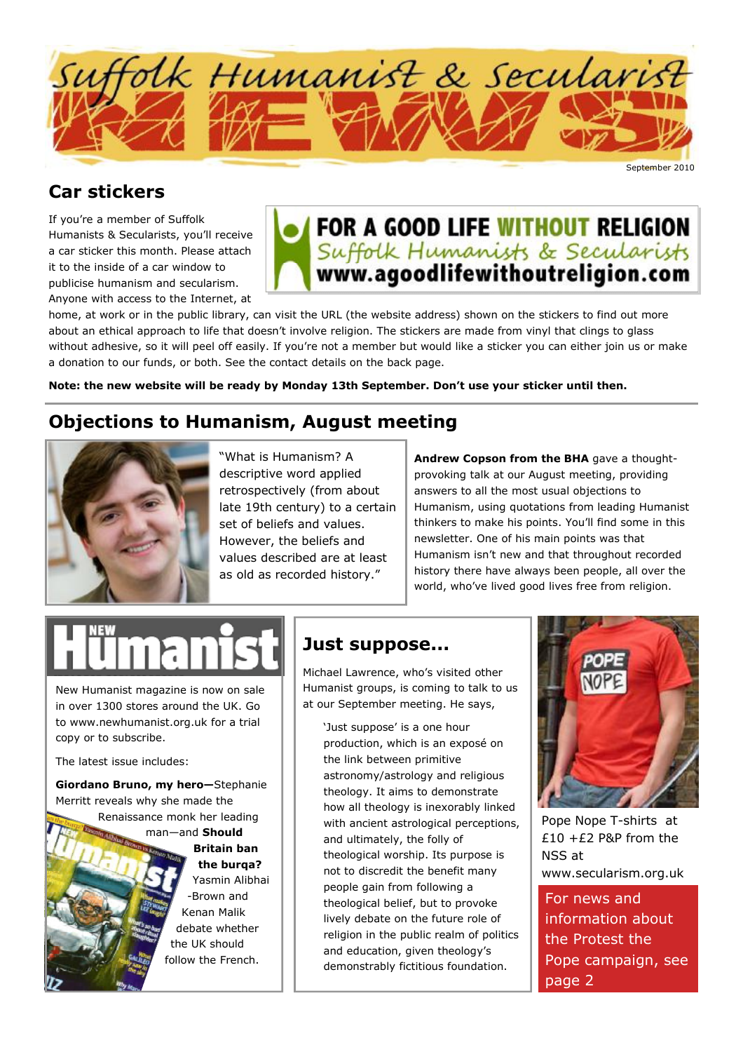# Suffolk Humanist & Secularist NEWS

September 2010

## Car stickers

If you're a member of Suffolk Humanists & Secularists, you'll receive a car sticker this month. Please attach it to the inside of a car window to publicise humanism and secularism. Anyone with access to the Internet, at home, at work or in the public library, can visit the URL (the website address) shown on the stickers to find out more about an ethical approach to life that doesn't involve religion. The stickers are made from vinyl that clings to glass without adhesive, so it will peel off easily. If you're not a member but would like a sticker you can either join us or make a donation to our funds, or both. See the contact details on the back page.

**FOR A GOOD LIFE WITHOUT RELIGION**
Suffolk Humanists & Secularists
**www.agoodlifewithoutreligion.com**

**Note: the new website will be ready by Monday 13th September. Don't use your sticker until then.**

## Objections to Humanism, August meeting

"What is Humanism? A descriptive word applied retrospectively (from about late 19th century) to a certain set of beliefs and values. However, the beliefs and values described are at least as old as recorded history."

**Andrew Copson from the BHA** gave a thought-provoking talk at our August meeting, providing answers to all the most usual objections to Humanism, using quotations from leading Humanist thinkers to make his points. You'll find some in this newsletter. One of his main points was that Humanism isn't new and that throughout recorded history there have always been people, all over the world, who've lived good lives free from religion.

## New Humanist

New Humanist magazine is now on sale in over 1300 stores around the UK. Go to www.newhumanist.org.uk for a trial copy or to subscribe.

The latest issue includes:

**Giordano Bruno, my hero—**Stephanie Merritt reveals why she made the Renaissance monk her leading man—and **Should Britain ban the burqa?** Yasmin Alibhai-Brown and Kenan Malik debate whether the UK should follow the French.

## Just suppose...

Michael Lawrence, who's visited other Humanist groups, is coming to talk to us at our September meeting. He says,

> 'Just suppose' is a one hour production, which is an exposé on the link between primitive astronomy/astrology and religious theology. It aims to demonstrate how all theology is inexorably linked with ancient astrological perceptions, and ultimately, the folly of theological worship. Its purpose is not to discredit the benefit many people gain from following a theological belief, but to provoke lively debate on the future role of religion in the public realm of politics and education, given theology's demonstrably fictitious foundation.

Pope Nope T-shirts at £10 +£2 P&P from the NSS at www.secularism.org.uk

For news and information about the Protest the Pope campaign, see page 2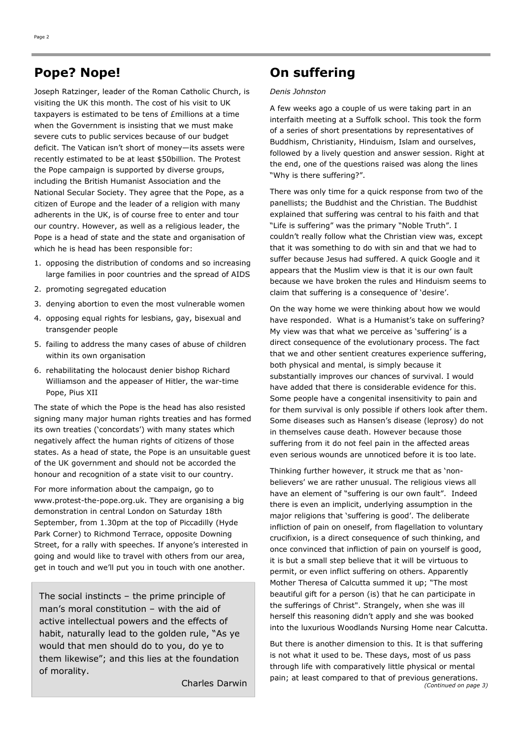## Pope? Nope!

Joseph Ratzinger, leader of the Roman Catholic Church, is visiting the UK this month. The cost of his visit to UK taxpayers is estimated to be tens of £millions at a time when the Government is insisting that we must make severe cuts to public services because of our budget deficit. The Vatican isn't short of money—its assets were recently estimated to be at least $50billion. The Protest the Pope campaign is supported by diverse groups, including the British Humanist Association and the National Secular Society. They agree that the Pope, as a citizen of Europe and the leader of a religion with many adherents in the UK, is of course free to enter and tour our country. However, as well as a religious leader, the Pope is a head of state and the state and organisation of which he is head has been responsible for:

1. opposing the distribution of condoms and so increasing large families in poor countries and the spread of AIDS
2. promoting segregated education
3. denying abortion to even the most vulnerable women
4. opposing equal rights for lesbians, gay, bisexual and transgender people
5. failing to address the many cases of abuse of children within its own organisation
6. rehabilitating the holocaust denier bishop Richard Williamson and the appeaser of Hitler, the war-time Pope, Pius XII

The state of which the Pope is the head has also resisted signing many major human rights treaties and has formed its own treaties ('concordats') with many states which negatively affect the human rights of citizens of those states. As a head of state, the Pope is an unsuitable guest of the UK government and should not be accorded the honour and recognition of a state visit to our country.

For more information about the campaign, go to www.protest-the-pope.org.uk. They are organising a big demonstration in central London on Saturday 18th September, from 1.30pm at the top of Piccadilly (Hyde Park Corner) to Richmond Terrace, opposite Downing Street, for a rally with speeches. If anyone's interested in going and would like to travel with others from our area, get in touch and we'll put you in touch with one another.

> The social instincts – the prime principle of man's moral constitution – with the aid of active intellectual powers and the effects of habit, naturally lead to the golden rule, "As ye would that men should do to you, do ye to them likewise"; and this lies at the foundation of morality.
>
> Charles Darwin

## On suffering

*Denis Johnston*

A few weeks ago a couple of us were taking part in an interfaith meeting at a Suffolk school. This took the form of a series of short presentations by representatives of Buddhism, Christianity, Hinduism, Islam and ourselves, followed by a lively question and answer session. Right at the end, one of the questions raised was along the lines "Why is there suffering?".

There was only time for a quick response from two of the panellists; the Buddhist and the Christian. The Buddhist explained that suffering was central to his faith and that "Life is suffering" was the primary "Noble Truth". I couldn't really follow what the Christian view was, except that it was something to do with sin and that we had to suffer because Jesus had suffered. A quick Google and it appears that the Muslim view is that it is our own fault because we have broken the rules and Hinduism seems to claim that suffering is a consequence of 'desire'.

On the way home we were thinking about how we would have responded. What is a Humanist's take on suffering? My view was that what we perceive as 'suffering' is a direct consequence of the evolutionary process. The fact that we and other sentient creatures experience suffering, both physical and mental, is simply because it substantially improves our chances of survival. I would have added that there is considerable evidence for this. Some people have a congenital insensitivity to pain and for them survival is only possible if others look after them. Some diseases such as Hansen's disease (leprosy) do not in themselves cause death. However because those suffering from it do not feel pain in the affected areas even serious wounds are unnoticed before it is too late.

Thinking further however, it struck me that as 'non-believers' we are rather unusual. The religious views all have an element of "suffering is our own fault". Indeed there is even an implicit, underlying assumption in the major religions that 'suffering is good'. The deliberate infliction of pain on oneself, from flagellation to voluntary crucifixion, is a direct consequence of such thinking, and once convinced that infliction of pain on yourself is good, it is but a small step believe that it will be virtuous to permit, or even inflict suffering on others. Apparently Mother Theresa of Calcutta summed it up; "The most beautiful gift for a person (is) that he can participate in the sufferings of Christ". Strangely, when she was ill herself this reasoning didn't apply and she was booked into the luxurious Woodlands Nursing Home near Calcutta.

But there is another dimension to this. It is that suffering is not what it used to be. These days, most of us pass through life with comparatively little physical or mental pain; at least compared to that of previous generations.

*(Continued on page 3)*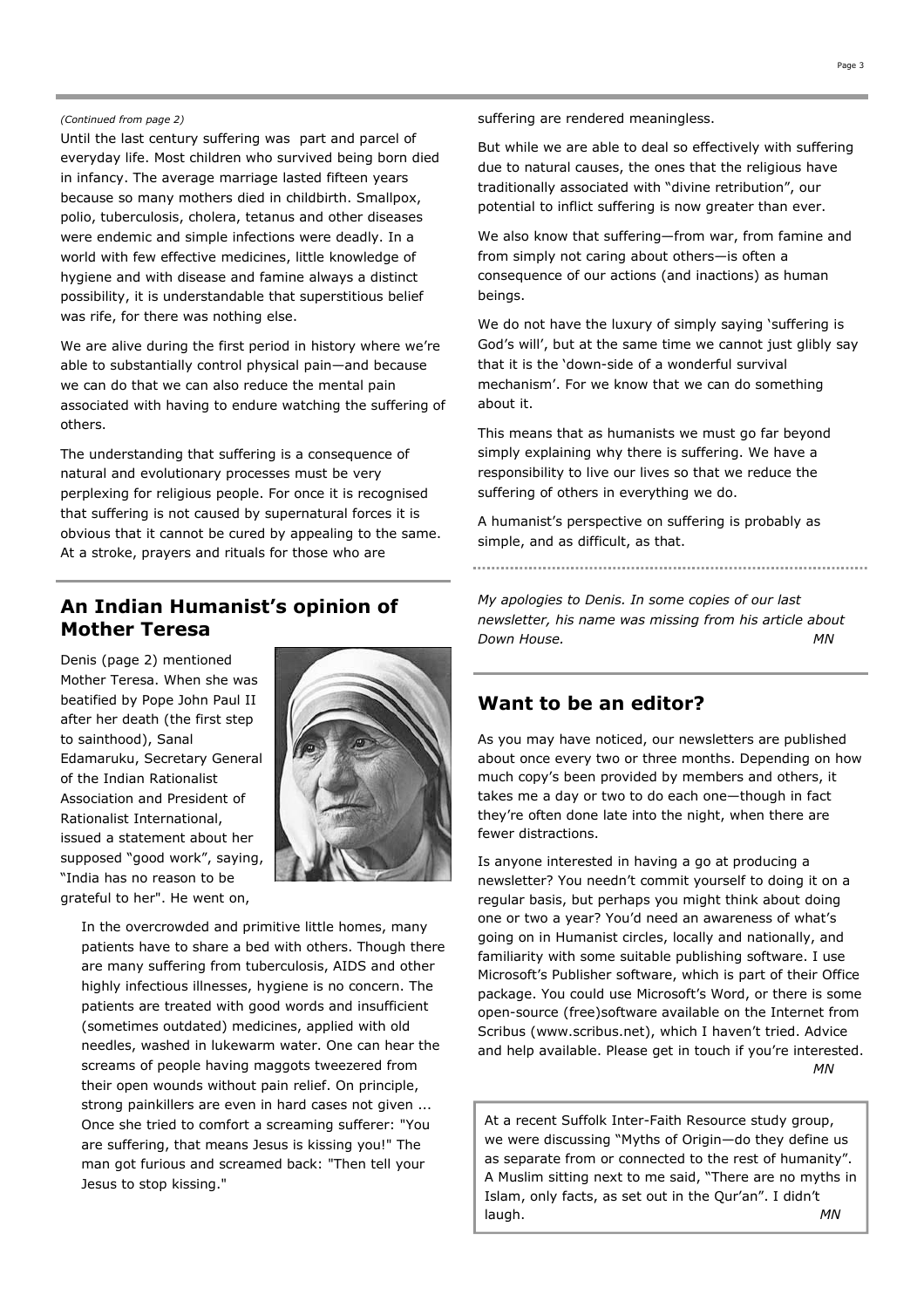*(Continued from page 2)*

Until the last century suffering was part and parcel of everyday life. Most children who survived being born died in infancy. The average marriage lasted fifteen years because so many mothers died in childbirth. Smallpox, polio, tuberculosis, cholera, tetanus and other diseases were endemic and simple infections were deadly. In a world with few effective medicines, little knowledge of hygiene and with disease and famine always a distinct possibility, it is understandable that superstitious belief was rife, for there was nothing else.

We are alive during the first period in history where we're able to substantially control physical pain—and because we can do that we can also reduce the mental pain associated with having to endure watching the suffering of others.

The understanding that suffering is a consequence of natural and evolutionary processes must be very perplexing for religious people. For once it is recognised that suffering is not caused by supernatural forces it is obvious that it cannot be cured by appealing to the same. At a stroke, prayers and rituals for those who are suffering are rendered meaningless.

But while we are able to deal so effectively with suffering due to natural causes, the ones that the religious have traditionally associated with "divine retribution", our potential to inflict suffering is now greater than ever.

We also know that suffering—from war, from famine and from simply not caring about others—is often a consequence of our actions (and inactions) as human beings.

We do not have the luxury of simply saying 'suffering is God's will', but at the same time we cannot just glibly say that it is the 'down-side of a wonderful survival mechanism'. For we know that we can do something about it.

This means that as humanists we must go far beyond simply explaining why there is suffering. We have a responsibility to live our lives so that we reduce the suffering of others in everything we do.

A humanist's perspective on suffering is probably as simple, and as difficult, as that.

## An Indian Humanist's opinion of Mother Teresa

Denis (page 2) mentioned Mother Teresa. When she was beatified by Pope John Paul II after her death (the first step to sainthood), Sanal Edamaruku, Secretary General of the Indian Rationalist Association and President of Rationalist International, issued a statement about her supposed "good work", saying, "India has no reason to be grateful to her". He went on,

> In the overcrowded and primitive little homes, many patients have to share a bed with others. Though there are many suffering from tuberculosis, AIDS and other highly infectious illnesses, hygiene is no concern. The patients are treated with good words and insufficient (sometimes outdated) medicines, applied with old needles, washed in lukewarm water. One can hear the screams of people having maggots tweezered from their open wounds without pain relief. On principle, strong painkillers are even in hard cases not given ... Once she tried to comfort a screaming sufferer: "You are suffering, that means Jesus is kissing you!" The man got furious and screamed back: "Then tell your Jesus to stop kissing."

*My apologies to Denis. In some copies of our last newsletter, his name was missing from his article about Down House.* *MN*

## Want to be an editor?

As you may have noticed, our newsletters are published about once every two or three months. Depending on how much copy's been provided by members and others, it takes me a day or two to do each one—though in fact they're often done late into the night, when there are fewer distractions.

Is anyone interested in having a go at producing a newsletter? You needn't commit yourself to doing it on a regular basis, but perhaps you might think about doing one or two a year? You'd need an awareness of what's going on in Humanist circles, locally and nationally, and familiarity with some suitable publishing software. I use Microsoft's Publisher software, which is part of their Office package. You could use Microsoft's Word, or there is some open-source (free)software available on the Internet from Scribus (www.scribus.net), which I haven't tried. Advice and help available. Please get in touch if you're interested.

*MN*

At a recent Suffolk Inter-Faith Resource study group, we were discussing "Myths of Origin—do they define us as separate from or connected to the rest of humanity". A Muslim sitting next to me said, "There are no myths in Islam, only facts, as set out in the Qur'an". I didn't laugh. *MN*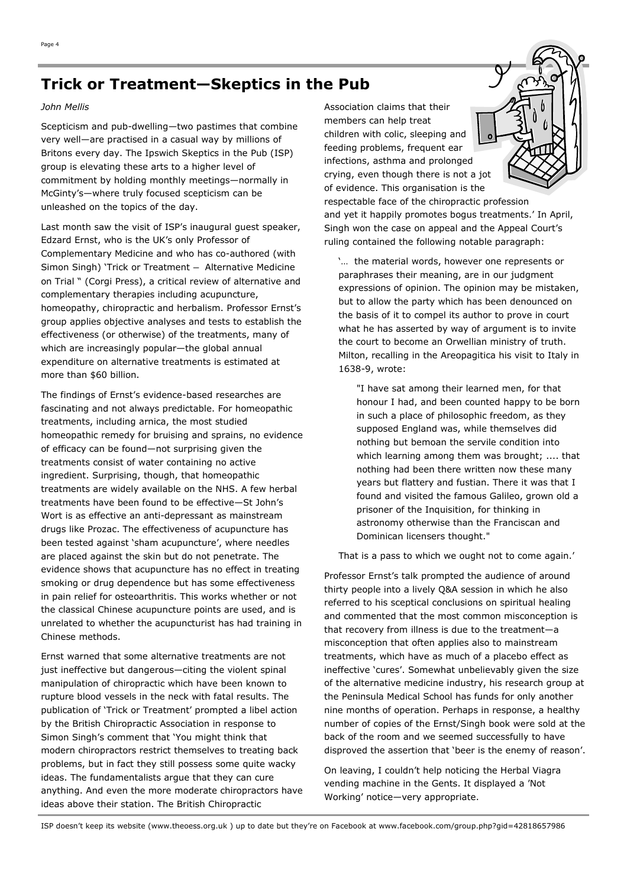# Trick or Treatment—Skeptics in the Pub

*John Mellis*

Scepticism and pub-dwelling—two pastimes that combine very well—are practised in a casual way by millions of Britons every day. The Ipswich Skeptics in the Pub (ISP) group is elevating these arts to a higher level of commitment by holding monthly meetings—normally in McGinty's—where truly focused scepticism can be unleashed on the topics of the day.

Last month saw the visit of ISP's inaugural guest speaker, Edzard Ernst, who is the UK's only Professor of Complementary Medicine and who has co-authored (with Simon Singh) 'Trick or Treatment – Alternative Medicine on Trial " (Corgi Press), a critical review of alternative and complementary therapies including acupuncture, homeopathy, chiropractic and herbalism. Professor Ernst's group applies objective analyses and tests to establish the effectiveness (or otherwise) of the treatments, many of which are increasingly popular—the global annual expenditure on alternative treatments is estimated at more than $60 billion.

The findings of Ernst's evidence-based researches are fascinating and not always predictable. For homeopathic treatments, including arnica, the most studied homeopathic remedy for bruising and sprains, no evidence of efficacy can be found—not surprising given the treatments consist of water containing no active ingredient. Surprising, though, that homeopathic treatments are widely available on the NHS. A few herbal treatments have been found to be effective—St John's Wort is as effective an anti-depressant as mainstream drugs like Prozac. The effectiveness of acupuncture has been tested against 'sham acupuncture', where needles are placed against the skin but do not penetrate. The evidence shows that acupuncture has no effect in treating smoking or drug dependence but has some effectiveness in pain relief for osteoarthritis. This works whether or not the classical Chinese acupuncture points are used, and is unrelated to whether the acupuncturist has had training in Chinese methods.

Ernst warned that some alternative treatments are not just ineffective but dangerous—citing the violent spinal manipulation of chiropractic which have been known to rupture blood vessels in the neck with fatal results. The publication of 'Trick or Treatment' prompted a libel action by the British Chiropractic Association in response to Simon Singh's comment that 'You might think that modern chiropractors restrict themselves to treating back problems, but in fact they still possess some quite wacky ideas. The fundamentalists argue that they can cure anything. And even the more moderate chiropractors have ideas above their station. The British Chiropractic Association claims that their members can help treat children with colic, sleeping and feeding problems, frequent ear infections, asthma and prolonged crying, even though there is not a jot of evidence. This organisation is the respectable face of the chiropractic profession and yet it happily promotes bogus treatments.' In April, Singh won the case on appeal and the Appeal Court's ruling contained the following notable paragraph:

> '… the material words, however one represents or paraphrases their meaning, are in our judgment expressions of opinion. The opinion may be mistaken, but to allow the party which has been denounced on the basis of it to compel its author to prove in court what he has asserted by way of argument is to invite the court to become an Orwellian ministry of truth. Milton, recalling in the Areopagitica his visit to Italy in 1638-9, wrote:
>
> > "I have sat among their learned men, for that honour I had, and been counted happy to be born in such a place of philosophic freedom, as they supposed England was, while themselves did nothing but bemoan the servile condition into which learning among them was brought; .... that nothing had been there written now these many years but flattery and fustian. There it was that I found and visited the famous Galileo, grown old a prisoner of the Inquisition, for thinking in astronomy otherwise than the Franciscan and Dominican licensers thought."
>
> That is a pass to which we ought not to come again.'

Professor Ernst's talk prompted the audience of around thirty people into a lively Q&A session in which he also referred to his sceptical conclusions on spiritual healing and commented that the most common misconception is that recovery from illness is due to the treatment—a misconception that often applies also to mainstream treatments, which have as much of a placebo effect as ineffective 'cures'. Somewhat unbelievably given the size of the alternative medicine industry, his research group at the Peninsula Medical School has funds for only another nine months of operation. Perhaps in response, a healthy number of copies of the Ernst/Singh book were sold at the back of the room and we seemed successfully to have disproved the assertion that 'beer is the enemy of reason'.

On leaving, I couldn't help noticing the Herbal Viagra vending machine in the Gents. It displayed a 'Not Working' notice—very appropriate.

ISP doesn't keep its website (www.theoess.org.uk ) up to date but they're on Facebook at www.facebook.com/group.php?gid=42818657986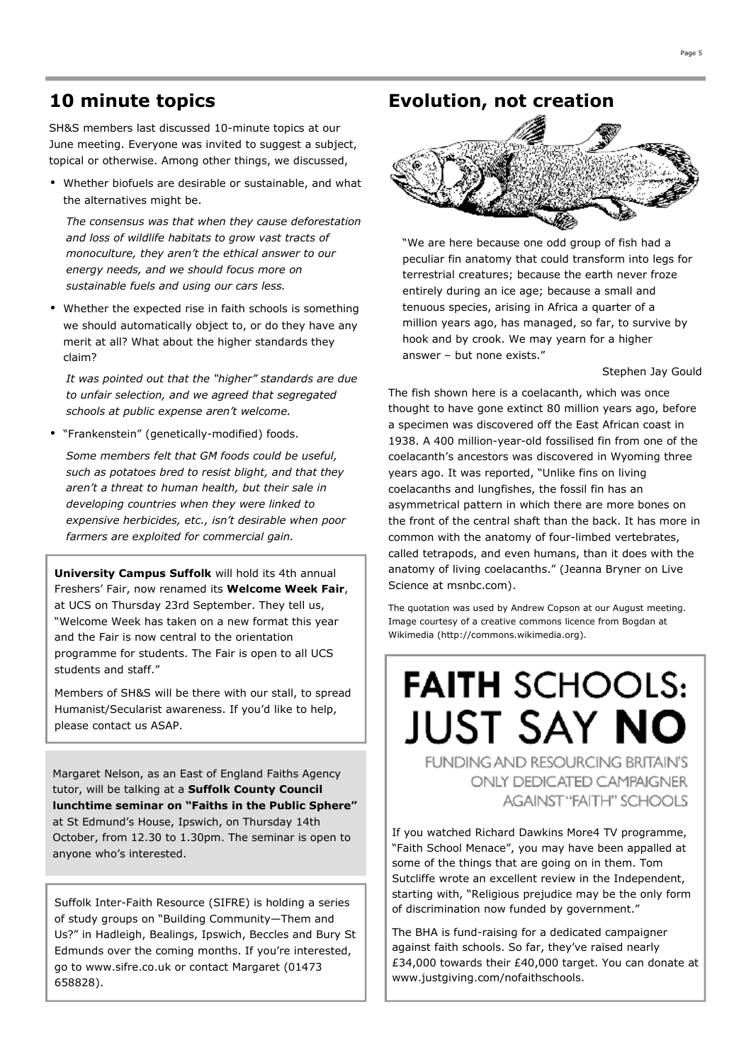## 10 minute topics

SH&S members last discussed 10-minute topics at our June meeting. Everyone was invited to suggest a subject, topical or otherwise. Among other things, we discussed,

- Whether biofuels are desirable or sustainable, and what the alternatives might be.

  *The consensus was that when they cause deforestation and loss of wildlife habitats to grow vast tracts of monoculture, they aren't the ethical answer to our energy needs, and we should focus more on sustainable fuels and using our cars less.*

- Whether the expected rise in faith schools is something we should automatically object to, or do they have any merit at all? What about the higher standards they claim?

  *It was pointed out that the "higher" standards are due to unfair selection, and we agreed that segregated schools at public expense aren't welcome.*

- "Frankenstein" (genetically-modified) foods.

  *Some members felt that GM foods could be useful, such as potatoes bred to resist blight, and that they aren't a threat to human health, but their sale in developing countries when they were linked to expensive herbicides, etc., isn't desirable when poor farmers are exploited for commercial gain.*

**University Campus Suffolk** will hold its 4th annual Freshers' Fair, now renamed its **Welcome Week Fair**, at UCS on Thursday 23rd September. They tell us, "Welcome Week has taken on a new format this year and the Fair is now central to the orientation programme for students. The Fair is open to all UCS students and staff."

Members of SH&S will be there with our stall, to spread Humanist/Secularist awareness. If you'd like to help, please contact us ASAP.

Margaret Nelson, as an East of England Faiths Agency tutor, will be talking at a **Suffolk County Council lunchtime seminar on "Faiths in the Public Sphere"** at St Edmund's House, Ipswich, on Thursday 14th October, from 12.30 to 1.30pm. The seminar is open to anyone who's interested.

Suffolk Inter-Faith Resource (SIFRE) is holding a series of study groups on "Building Community—Them and Us?" in Hadleigh, Bealings, Ipswich, Beccles and Bury St Edmunds over the coming months. If you're interested, go to www.sifre.co.uk or contact Margaret (01473 658828).

## Evolution, not creation

"We are here because one odd group of fish had a peculiar fin anatomy that could transform into legs for terrestrial creatures; because the earth never froze entirely during an ice age; because a small and tenuous species, arising in Africa a quarter of a million years ago, has managed, so far, to survive by hook and by crook. We may yearn for a higher answer – but none exists."

Stephen Jay Gould

The fish shown here is a coelacanth, which was once thought to have gone extinct 80 million years ago, before a specimen was discovered off the East African coast in 1938. A 400 million-year-old fossilised fin from one of the coelacanth's ancestors was discovered in Wyoming three years ago. It was reported, "Unlike fins on living coelacanths and lungfishes, the fossil fin has an asymmetrical pattern in which there are more bones on the front of the central shaft than the back. It has more in common with the anatomy of four-limbed vertebrates, called tetrapods, and even humans, than it does with the anatomy of living coelacanths." (Jeanna Bryner on Live Science at msnbc.com).

The quotation was used by Andrew Copson at our August meeting. Image courtesy of a creative commons licence from Bogdan at Wikimedia (http://commons.wikimedia.org).

# FAITH SCHOOLS: JUST SAY NO

FUNDING AND RESOURCING BRITAIN'S ONLY DEDICATED CAMPAIGNER AGAINST "FAITH" SCHOOLS

If you watched Richard Dawkins More4 TV programme, "Faith School Menace", you may have been appalled at some of the things that are going on in them. Tom Sutcliffe wrote an excellent review in the Independent, starting with, "Religious prejudice may be the only form of discrimination now funded by government."

The BHA is fund-raising for a dedicated campaigner against faith schools. So far, they've raised nearly £34,000 towards their £40,000 target. You can donate at www.justgiving.com/nofaithschools.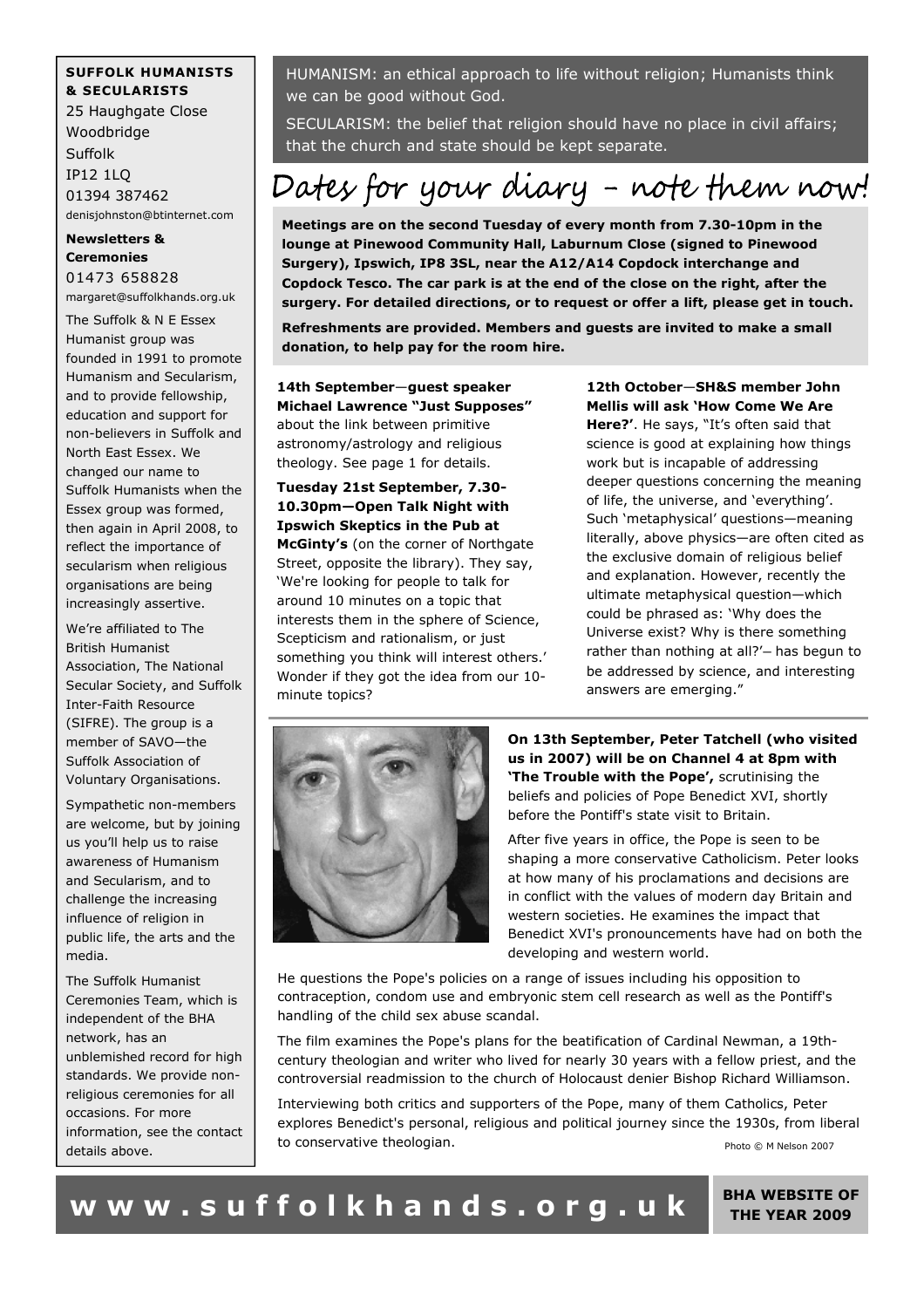**SUFFOLK HUMANISTS & SECULARISTS**

25 Haughgate Close
Woodbridge
Suffolk
IP12 1LQ
01394 387462
denisjohnston@btinternet.com

**Newsletters & Ceremonies**

01473 658828
margaret@suffolkhands.org.uk

The Suffolk & N E Essex Humanist group was founded in 1991 to promote Humanism and Secularism, and to provide fellowship, education and support for non-believers in Suffolk and North East Essex. We changed our name to Suffolk Humanists when the Essex group was formed, then again in April 2008, to reflect the importance of secularism when religious organisations are being increasingly assertive.

We're affiliated to The British Humanist Association, The National Secular Society, and Suffolk Inter-Faith Resource (SIFRE). The group is a member of SAVO—the Suffolk Association of Voluntary Organisations.

Sympathetic non-members are welcome, but by joining us you'll help us to raise awareness of Humanism and Secularism, and to challenge the increasing influence of religion in public life, the arts and the media.

The Suffolk Humanist Ceremonies Team, which is independent of the BHA network, has an unblemished record for high standards. We provide non-religious ceremonies for all occasions. For more information, see the contact details above.

HUMANISM: an ethical approach to life without religion; Humanists think we can be good without God.

SECULARISM: the belief that religion should have no place in civil affairs; that the church and state should be kept separate.

# Dates for your diary - note them now!

**Meetings are on the second Tuesday of every month from 7.30-10pm in the lounge at Pinewood Community Hall, Laburnum Close (signed to Pinewood Surgery), Ipswich, IP8 3SL, near the A12/A14 Copdock interchange and Copdock Tesco. The car park is at the end of the close on the right, after the surgery. For detailed directions, or to request or offer a lift, please get in touch.**

**Refreshments are provided. Members and guests are invited to make a small donation, to help pay for the room hire.**

**14th September—guest speaker Michael Lawrence "Just Supposes"** about the link between primitive astronomy/astrology and religious theology. See page 1 for details.

**Tuesday 21st September, 7.30-10.30pm—Open Talk Night with Ipswich Skeptics in the Pub at McGinty's** (on the corner of Northgate Street, opposite the library). They say, 'We're looking for people to talk for around 10 minutes on a topic that interests them in the sphere of Science, Scepticism and rationalism, or just something you think will interest others.' Wonder if they got the idea from our 10-minute topics?

**12th October—SH&S member John Mellis will ask 'How Come We Are Here?'**. He says, "It's often said that science is good at explaining how things work but is incapable of addressing deeper questions concerning the meaning of life, the universe, and 'everything'. Such 'metaphysical' questions—meaning literally, above physics—are often cited as the exclusive domain of religious belief and explanation. However, recently the ultimate metaphysical question—which could be phrased as: 'Why does the Universe exist? Why is there something rather than nothing at all?'– has begun to be addressed by science, and interesting answers are emerging."

**On 13th September, Peter Tatchell (who visited us in 2007) will be on Channel 4 at 8pm with 'The Trouble with the Pope',** scrutinising the beliefs and policies of Pope Benedict XVI, shortly before the Pontiff's state visit to Britain.

After five years in office, the Pope is seen to be shaping a more conservative Catholicism. Peter looks at how many of his proclamations and decisions are in conflict with the values of modern day Britain and western societies. He examines the impact that Benedict XVI's pronouncements have had on both the developing and western world.

He questions the Pope's policies on a range of issues including his opposition to contraception, condom use and embryonic stem cell research as well as the Pontiff's handling of the child sex abuse scandal.

The film examines the Pope's plans for the beatification of Cardinal Newman, a 19th-century theologian and writer who lived for nearly 30 years with a fellow priest, and the controversial readmission to the church of Holocaust denier Bishop Richard Williamson.

Interviewing both critics and supporters of the Pope, many of them Catholics, Peter explores Benedict's personal, religious and political journey since the 1930s, from liberal to conservative theologian.

Photo © M Nelson 2007

**www.suffolkhands.org.uk**

**BHA WEBSITE OF THE YEAR 2009**